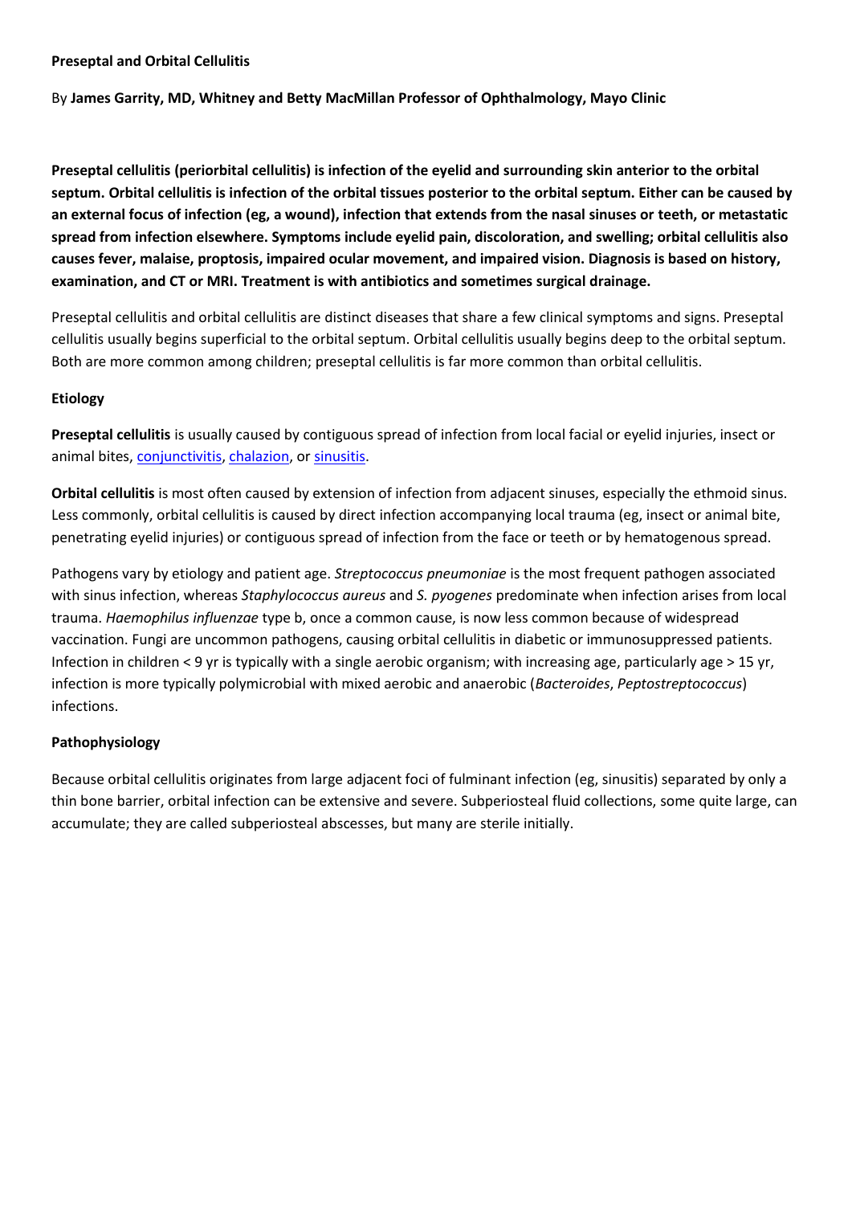# Preseptal and Orbital Cellulitis

By **James Garrity, MD, Whitney and Betty MacMillan Professor of Ophthalmology, Mayo Clinic**

**Preseptal cellulitis (periorbital cellulitis) is infection of the eyelid and surrounding skin anterior to the orbital septum. Orbital cellulitis is infection of the orbital tissues posterior to the orbital septum. Either can be caused by an external focus of infection (eg, a wound), infection that extends from the nasal sinuses or teeth, or metastatic spread from infection elsewhere. Symptoms include eyelid pain, discoloration, and swelling; orbital cellulitis also causes fever, malaise, proptosis, impaired ocular movement, and impaired vision. Diagnosis is based on history, examination, and CT or MRI. Treatment is with antibiotics and sometimes surgical drainage.**

Preseptal cellulitis and orbital cellulitis are distinct diseases that share a few clinical symptoms and signs. Preseptal cellulitis usually begins superficial to the orbital septum. Orbital cellulitis usually begins deep to the orbital septum. Both are more common among children; preseptal cellulitis is far more common than orbital cellulitis.

## Etiology

**Preseptal cellulitis** is usually caused by contiguous spread of infection from local facial or eyelid injuries, insect or animal bites, conjunctivitis, chalazion, or sinusitis.

**Orbital cellulitis** is most often caused by extension of infection from adjacent sinuses, especially the ethmoid sinus. Less commonly, orbital cellulitis is caused by direct infection accompanying local trauma (eg, insect or animal bite, penetrating eyelid injuries) or contiguous spread of infection from the face or teeth or by hematogenous spread.

Pathogens vary by etiology and patient age. *Streptococcus pneumoniae* is the most frequent pathogen associated with sinus infection, whereas *Staphylococcus aureus* and *S. pyogenes* predominate when infection arises from local trauma. *Haemophilus influenzae* type b, once a common cause, is now less common because of widespread vaccination. Fungi are uncommon pathogens, causing orbital cellulitis in diabetic or immunosuppressed patients. Infection in children < 9 yr is typically with a single aerobic organism; with increasing age, particularly age > 15 yr, infection is more typically polymicrobial with mixed aerobic and anaerobic (*Bacteroides*, *Peptostreptococcus*) infections.

## Pathophysiology

Because orbital cellulitis originates from large adjacent foci of fulminant infection (eg, sinusitis) separated by only a thin bone barrier, orbital infection can be extensive and severe. Subperiosteal fluid collections, some quite large, can accumulate; they are called subperiosteal abscesses, but many are sterile initially.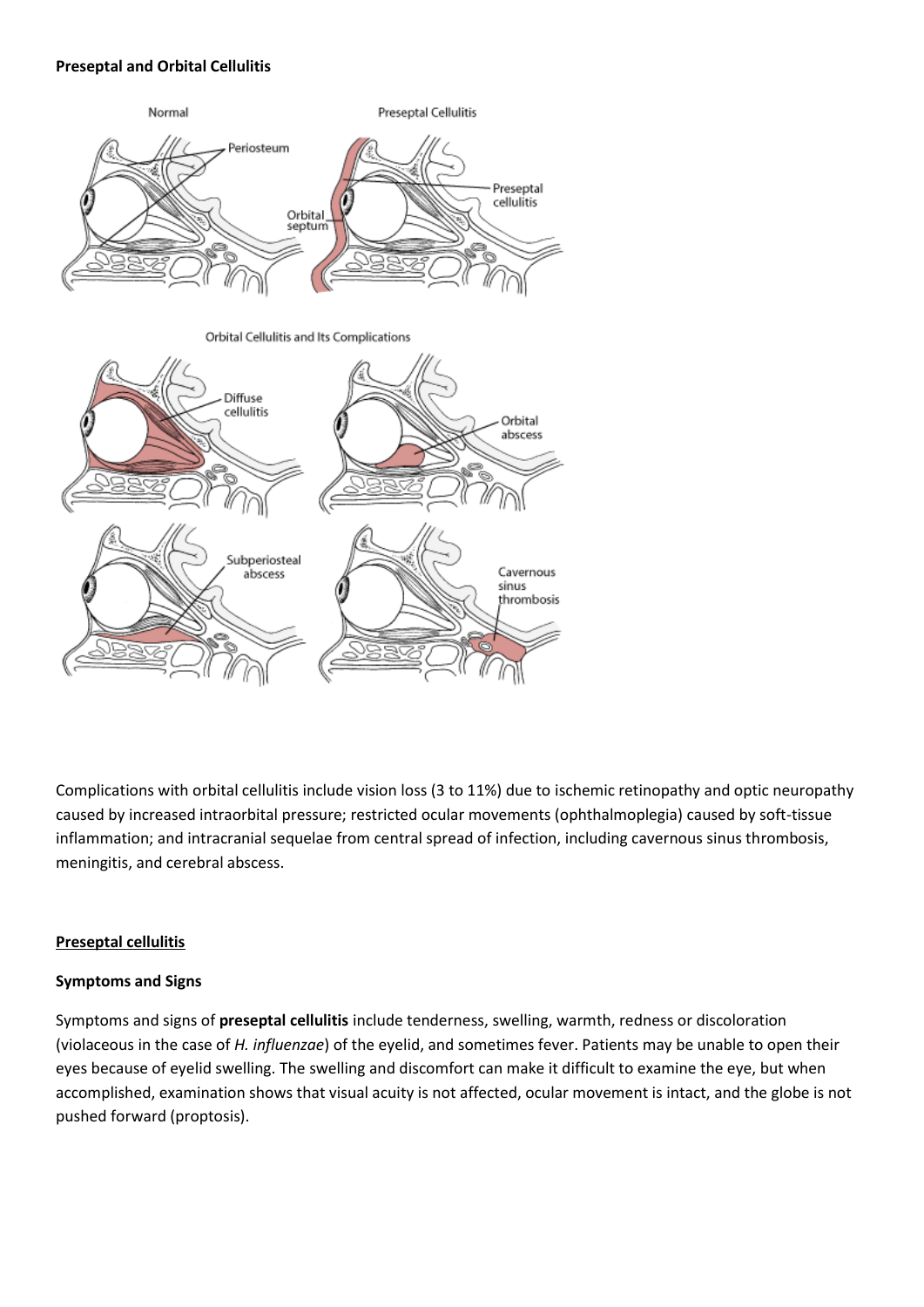**Preseptal and Orbital Cellulitis**

Complications with orbital cellulitis include vision loss (3 to 11%) due to ischemic retinopathy and optic neuropathy caused by increased intraorbital pressure; restricted ocular movements (ophthalmoplegia) caused by soft-tissue inflammation; and intracranial sequelae from central spread of infection, including cavernous sinus thrombosis, meningitis, and cerebral abscess.

**Preseptal cellulitis**

**Symptoms and Signs**

Symptoms and signs of **preseptal cellulitis** include tenderness, swelling, warmth, redness or discoloration (violaceous in the case of *H. influenzae*) of the eyelid, and sometimes fever. Patients may be unable to open their eyes because of eyelid swelling. The swelling and discomfort can make it difficult to examine the eye, but when accomplished, examination shows that visual acuity is not affected, ocular movement is intact, and the globe is not pushed forward (proptosis).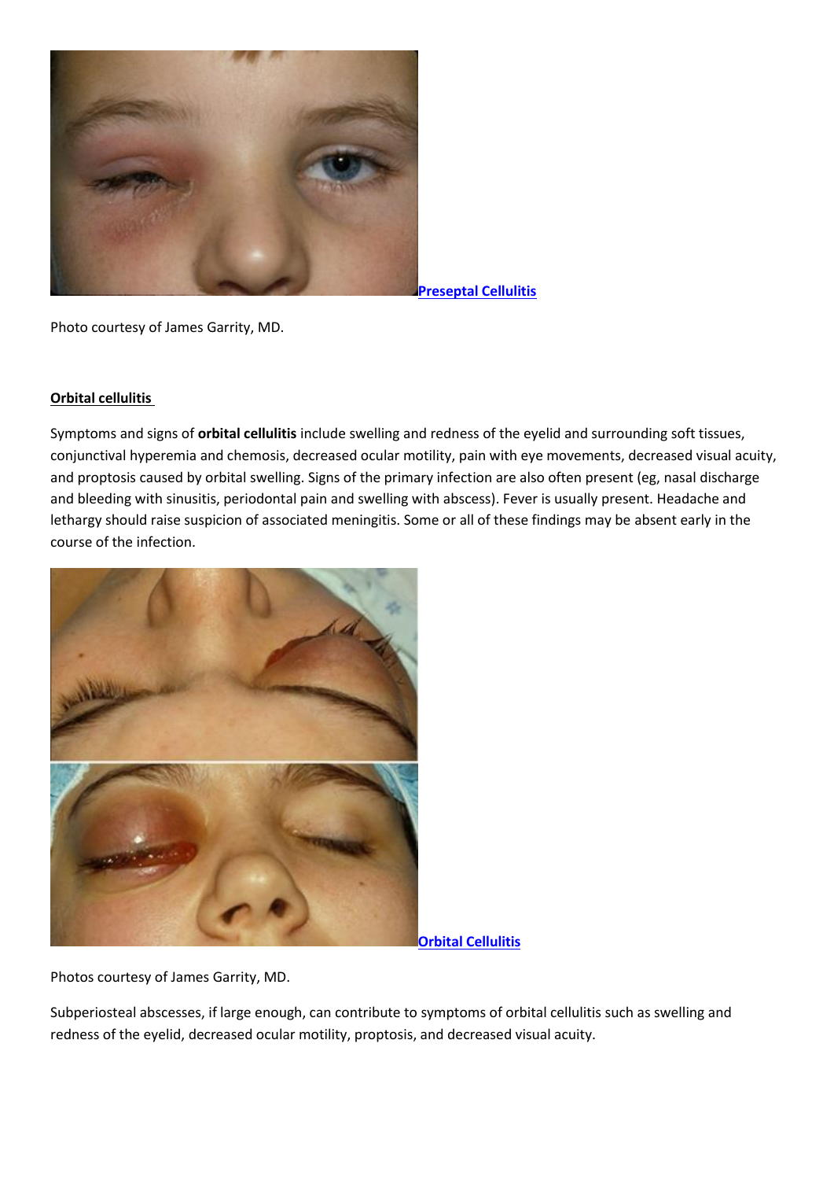Preseptal Cellulitis

Photo courtesy of James Garrity, MD.

**Orbital cellulitis**

Symptoms and signs of **orbital cellulitis** include swelling and redness of the eyelid and surrounding soft tissues, conjunctival hyperemia and chemosis, decreased ocular motility, pain with eye movements, decreased visual acuity, and proptosis caused by orbital swelling. Signs of the primary infection are also often present (eg, nasal discharge and bleeding with sinusitis, periodontal pain and swelling with abscess). Fever is usually present. Headache and lethargy should raise suspicion of associated meningitis. Some or all of these findings may be absent early in the course of the infection.

Orbital Cellulitis

Photos courtesy of James Garrity, MD.

Subperiosteal abscesses, if large enough, can contribute to symptoms of orbital cellulitis such as swelling and redness of the eyelid, decreased ocular motility, proptosis, and decreased visual acuity.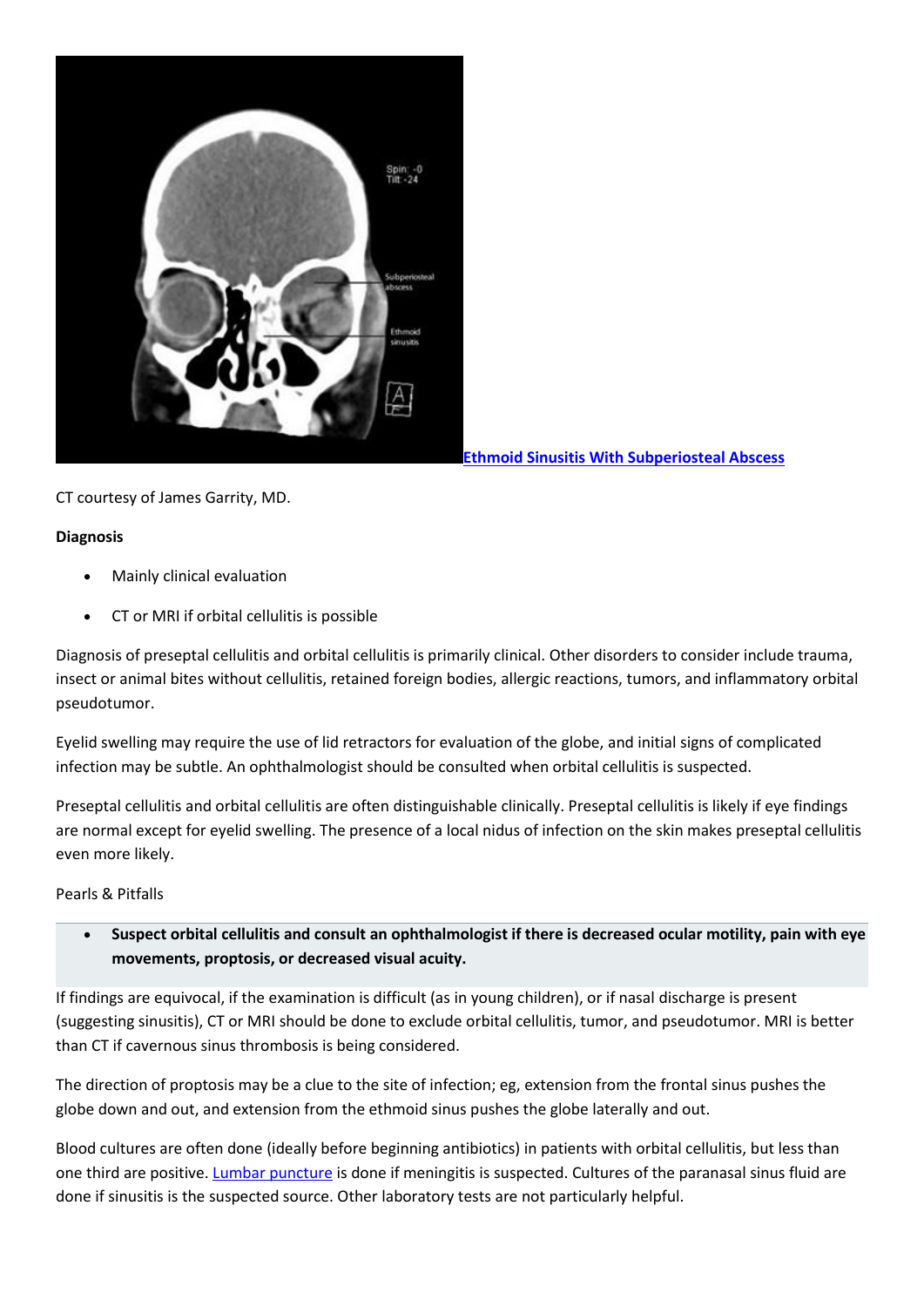Ethmoid Sinusitis With Subperiosteal Abscess

CT courtesy of James Garrity, MD.

**Diagnosis**

- Mainly clinical evaluation
- CT or MRI if orbital cellulitis is possible

Diagnosis of preseptal cellulitis and orbital cellulitis is primarily clinical. Other disorders to consider include trauma, insect or animal bites without cellulitis, retained foreign bodies, allergic reactions, tumors, and inflammatory orbital pseudotumor.

Eyelid swelling may require the use of lid retractors for evaluation of the globe, and initial signs of complicated infection may be subtle. An ophthalmologist should be consulted when orbital cellulitis is suspected.

Preseptal cellulitis and orbital cellulitis are often distinguishable clinically. Preseptal cellulitis is likely if eye findings are normal except for eyelid swelling. The presence of a local nidus of infection on the skin makes preseptal cellulitis even more likely.

Pearls & Pitfalls

- **Suspect orbital cellulitis and consult an ophthalmologist if there is decreased ocular motility, pain with eye movements, proptosis, or decreased visual acuity.**

If findings are equivocal, if the examination is difficult (as in young children), or if nasal discharge is present (suggesting sinusitis), CT or MRI should be done to exclude orbital cellulitis, tumor, and pseudotumor. MRI is better than CT if cavernous sinus thrombosis is being considered.

The direction of proptosis may be a clue to the site of infection; eg, extension from the frontal sinus pushes the globe down and out, and extension from the ethmoid sinus pushes the globe laterally and out.

Blood cultures are often done (ideally before beginning antibiotics) in patients with orbital cellulitis, but less than one third are positive. Lumbar puncture is done if meningitis is suspected. Cultures of the paranasal sinus fluid are done if sinusitis is the suspected source. Other laboratory tests are not particularly helpful.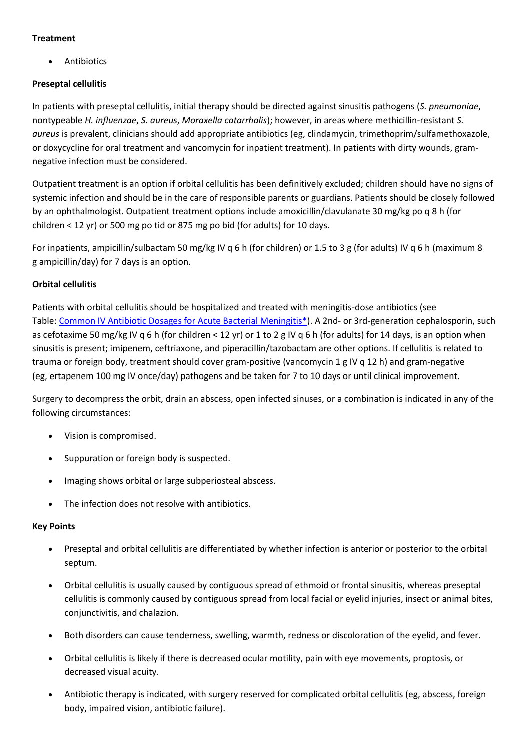**Treatment**

- Antibiotics

**Preseptal cellulitis**

In patients with preseptal cellulitis, initial therapy should be directed against sinusitis pathogens (*S. pneumoniae*, nontypeable *H. influenzae*, *S. aureus*, *Moraxella catarrhalis*); however, in areas where methicillin-resistant *S. aureus* is prevalent, clinicians should add appropriate antibiotics (eg, clindamycin, trimethoprim/sulfamethoxazole, or doxycycline for oral treatment and vancomycin for inpatient treatment). In patients with dirty wounds, gram-negative infection must be considered.

Outpatient treatment is an option if orbital cellulitis has been definitively excluded; children should have no signs of systemic infection and should be in the care of responsible parents or guardians. Patients should be closely followed by an ophthalmologist. Outpatient treatment options include amoxicillin/clavulanate 30 mg/kg po q 8 h (for children < 12 yr) or 500 mg po tid or 875 mg po bid (for adults) for 10 days.

For inpatients, ampicillin/sulbactam 50 mg/kg IV q 6 h (for children) or 1.5 to 3 g (for adults) IV q 6 h (maximum 8 g ampicillin/day) for 7 days is an option.

**Orbital cellulitis**

Patients with orbital cellulitis should be hospitalized and treated with meningitis-dose antibiotics (see Table: [Common IV Antibiotic Dosages for Acute Bacterial Meningitis*]). A 2nd- or 3rd-generation cephalosporin, such as cefotaxime 50 mg/kg IV q 6 h (for children < 12 yr) or 1 to 2 g IV q 6 h (for adults) for 14 days, is an option when sinusitis is present; imipenem, ceftriaxone, and piperacillin/tazobactam are other options. If cellulitis is related to trauma or foreign body, treatment should cover gram-positive (vancomycin 1 g IV q 12 h) and gram-negative (eg, ertapenem 100 mg IV once/day) pathogens and be taken for 7 to 10 days or until clinical improvement.

Surgery to decompress the orbit, drain an abscess, open infected sinuses, or a combination is indicated in any of the following circumstances:

- Vision is compromised.
- Suppuration or foreign body is suspected.
- Imaging shows orbital or large subperiosteal abscess.
- The infection does not resolve with antibiotics.

**Key Points**

- Preseptal and orbital cellulitis are differentiated by whether infection is anterior or posterior to the orbital septum.
- Orbital cellulitis is usually caused by contiguous spread of ethmoid or frontal sinusitis, whereas preseptal cellulitis is commonly caused by contiguous spread from local facial or eyelid injuries, insect or animal bites, conjunctivitis, and chalazion.
- Both disorders can cause tenderness, swelling, warmth, redness or discoloration of the eyelid, and fever.
- Orbital cellulitis is likely if there is decreased ocular motility, pain with eye movements, proptosis, or decreased visual acuity.
- Antibiotic therapy is indicated, with surgery reserved for complicated orbital cellulitis (eg, abscess, foreign body, impaired vision, antibiotic failure).